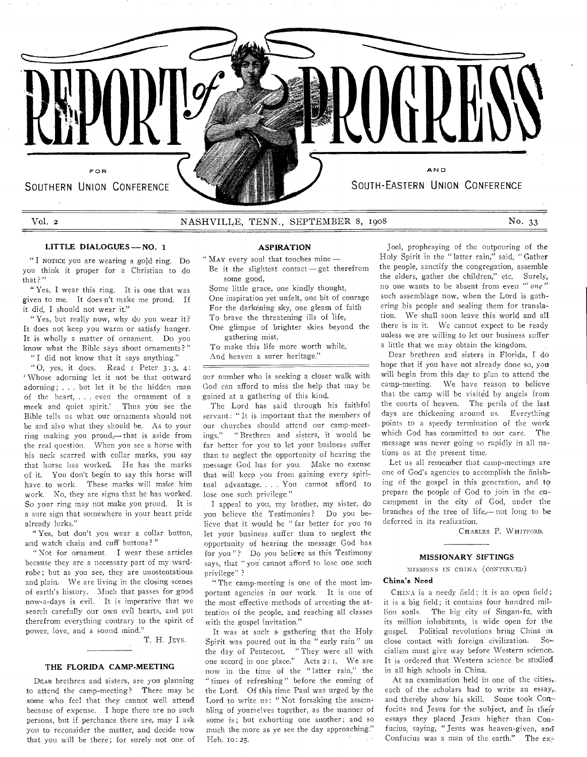# REPORT of PROGRESS

FOR SOUTHERN UNION CONFERENCE AND SOUTH-EASTERN UNION CONFERENCE

Vol. 2 NASHVILLE, TENN., SEPTEMBER 8, 1908 No. 33

## LITTLE DIALOGUES — NO. 1

"I NOTICE you are wearing a gold ring. Do you think it proper for a Christian to do that?"

"Yes, I wear this ring. It is one that was given to me. It does n't make me proud. If it did, I should not wear it."

"Yes, but really now, why do you wear it? It does not keep you warm or satisfy hunger. It is wholly a matter of ornament. Do you know what the Bible says about ornaments?"

"I did not know that it says anything."

"O, yes, it does. Read 1 Peter 3:3, 4: 'Whose adorning let it not be that outward adorning; . . . but let it be the hidden man of the heart, . . . even the ornament of a meek and quiet spirit.' Thus you see the Bible tells us what our ornaments should not be and also what they should be. As to your ring making you proud,— that is aside from the real question. When you see a horse with his neck scarred with collar marks, you say that horse has worked. He has the marks of it. You don't begin to say this horse will have to work. These marks will make him work. No, they are signs that he has worked. So your ring may not make you proud. It is a sure sign that somewhere in your heart pride already lurks."

"Yes, but don't you wear a collar button, and watch chain and cuff buttons?"

"Not for ornament. I wear these articles because they are a necessary part of my wardrobe; but as you see, they are unostentatious and plain. We are living in the closing scenes of earth's history. Much that passes for good now-a-days is evil. It is imperative that we search carefully our own evil hearts, and put therefrom everything contrary to the spirit of power, love, and a sound mind."

T. H. JEYS.

## THE FLORIDA CAMP-MEETING

DEAR brethren and sisters, are you planning to attend the camp-meeting? There may be some who feel that they cannot well attend because of expense. I hope there are no such persons, but if perchance there are, may I ask you to reconsider the matter, and decide now that you will be there; for surely not one of our number who is seeking a closer walk with God can afford to miss the help that may be gained at a gathering of this kind.

The Lord has said through his faithful servant: "It is important that the members of our churches should attend our camp-meetings." "Brethren and sisters, it would be far better for you to let your business suffer than to neglect the opportunity of hearing the message God has for you. Make no excuse that will keep you from gaining every spiritual advantage. . . . You cannot afford to lose one such privilege."

I appeal to you, my brother, my sister, do you believe the Testimonies? Do you believe that it would be "far better for you to let your business suffer than to neglect the opportunity of hearing the message God has for you"? Do you believe as this Testimony says, that "you cannot afford to lose one such privilege"?

"The camp-meeting is one of the most important agencies in our work. It is one of the most effective methods of arresting the attention of the people, and reaching all classes with the gospel invitation."

It was at such a gathering that the Holy Spirit was poured out in the "early rain" on the day of Pentecost. "They were all with one accord in one place." Acts 2:1. We are now in the time of the "latter rain," the "times of refreshing" before the coming of the Lord. Of this time Paul was urged by the Lord to write us: "Not forsaking the assembling of yourselves together, as the manner of some is; but exhorting one another; and so much the more as ye see the day approaching." Heb. 10:25.

Joel, prophesying of the outpouring of the Holy Spirit in the "latter rain," said, "Gather the people, sanctify the congregation, assemble the elders, gather the children," etc. Surely, no one wants to be absent from even "*one*" such assemblage now, when the Lord is gathering his people and sealing them for translation. We shall soon leave this world and all there is in it. We cannot expect to be ready unless we are willing to let our business suffer a little that we may obtain the kingdom.

Dear brethren and sisters in Florida, I do hope that if you have not already done so, you will begin from this day to plan to attend the camp-meeting. We have reason to believe that the camp will be visited by angels from the courts of heaven. The perils of the last days are thickening around us. Everything points to a speedy termination of the work which God has committed to our care. The message was never going so rapidly in all nations as at the present time.

Let us all remember that camp-meetings are one of God's agencies to accomplish the finishing of the gospel in this generation, and to prepare the people of God to join in the encampment in the city of God, under the branches of the tree of life,— not long to be deferred in its realization.

CHARLES P. WHITFORD.

## ASPIRATION

"MAY every soul that touches mine —
Be it the slightest contact — get therefrom some good,
Some little grace, one kindly thought,
One inspiration yet unfelt, one bit of courage
For the darkening sky, one gleam of faith
To brave the threatening ills of life,
One glimpse of brighter skies beyond the gathering mist,
To make this life more worth while,
And heaven a surer heritage."

## MISSIONARY SIFTINGS

MISSIONS IN CHINA (CONTINUED)

### China's Need

CHINA is a needy field; it is an open field; it is a big field; it contains four hundred million souls. The big city of Singan-fu, with its million inhabitants, is wide open for the gospel. Political revolutions bring China in close contact with foreign civilization. Socialism must give way before Western science. It is ordered that Western science be studied in all high schools in China.

At an examination held in one of the cities, each of the scholars had to write an essay, and thereby show his skill. Some took Confucius and Jesus for the subject, and in their essays they placed Jesus higher than Confucius, saying, "Jesus was heaven-given, and Confucius was a man of the earth." The ex-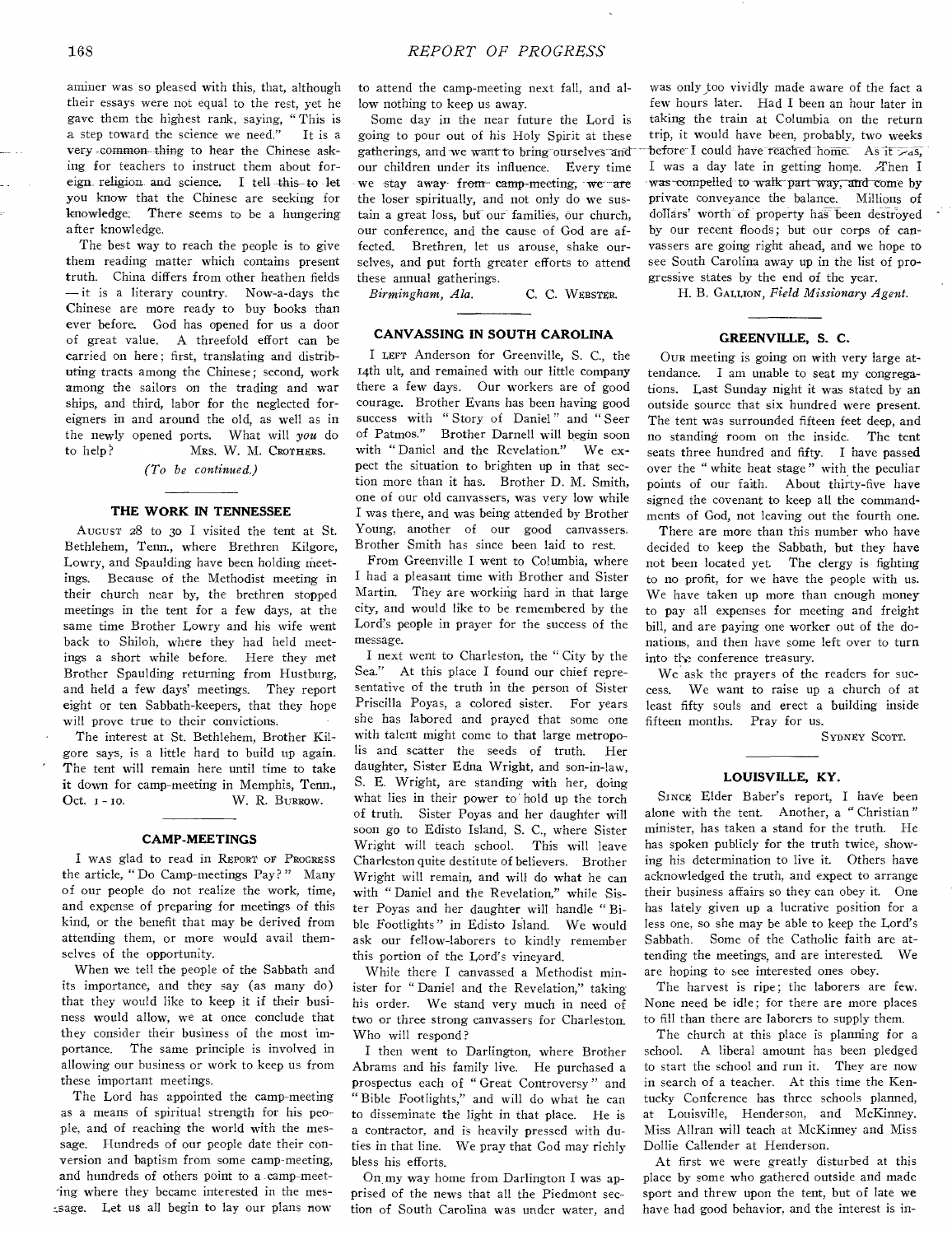aminer was so pleased with this, that, although their essays were not equal to the rest, yet he gave them the highest rank, saying, "This is a step toward the science we need." It is a very common thing to hear the Chinese asking for teachers to instruct them about foreign religion and science. I tell this to let you know that the Chinese are seeking for knowledge. There seems to be a hungering after knowledge.

The best way to reach the people is to give them reading matter which contains present truth. China differs from other heathen fields — it is a literary country. Now-a-days the Chinese are more ready to buy books than ever before. God has opened for us a door of great value. A threefold effort can be carried on here; first, translating and distributing tracts among the Chinese; second, work among the sailors on the trading and war ships, and third, labor for the neglected foreigners in and around the old, as well as in the newly opened ports. What will *you* do to help?

MRS. W. M. CROTHERS.

*(To be continued.)*

## THE WORK IN TENNESSEE

AUGUST 28 to 30 I visited the tent at St. Bethlehem, Tenn., where Brethren Kilgore, Lowry, and Spaulding have been holding meetings. Because of the Methodist meeting in their church near by, the brethren stopped meetings in the tent for a few days, at the same time Brother Lowry and his wife went back to Shiloh, where they had held meetings a short while before. Here they met Brother Spaulding returning from Hustburg, and held a few days' meetings. They report eight or ten Sabbath-keepers, that they hope will prove true to their convictions.

The interest at St. Bethlehem, Brother Kilgore says, is a little hard to build up again. The tent will remain here until time to take it down for camp-meeting in Memphis, Tenn., Oct. 1 - 10.

W. R. BURROW.

## CAMP-MEETINGS

I WAS glad to read in REPORT OF PROGRESS the article, "Do Camp-meetings Pay?" Many of our people do not realize the work, time, and expense of preparing for meetings of this kind, or the benefit that may be derived from attending them, or more would avail themselves of the opportunity.

When we tell the people of the Sabbath and its importance, and they say (as many do) that they would like to keep it if their business would allow, we at once conclude that they consider their business of the most importance. The same principle is involved in allowing our business or work to keep us from these important meetings.

The Lord has appointed the camp-meeting as a means of spiritual strength for his people, and of reaching the world with the message. Hundreds of our people date their conversion and baptism from some camp-meeting, and hundreds of others point to a camp-meeting where they became interested in the message. Let us all begin to lay our plans now to attend the camp-meeting next fall, and allow nothing to keep us away.

Some day in the near future the Lord is going to pour out of his Holy Spirit at these gatherings, and we want to bring ourselves and our children under its influence. Every time we stay away from camp-meeting, we are the loser spiritually, and not only do we sustain a great loss, but our families, our church, our conference, and the cause of God are affected. Brethren, let us arouse, shake ourselves, and put forth greater efforts to attend these annual gatherings.

*Birmingham, Ala.* C. C. WEBSTER.

## CANVASSING IN SOUTH CAROLINA

I LEFT Anderson for Greenville, S. C., the 14th ult, and remained with our little company there a few days. Our workers are of good courage. Brother Evans has been having good success with "Story of Daniel" and "Seer of Patmos." Brother Darnell will begin soon with "Daniel and the Revelation." We expect the situation to brighten up in that section more than it has. Brother D. M. Smith, one of our old canvassers, was very low while I was there, and was being attended by Brother Young, another of our good canvassers. Brother Smith has since been laid to rest.

From Greenville I went to Columbia, where I had a pleasant time with Brother and Sister Martin. They are working hard in that large city, and would like to be remembered by the Lord's people in prayer for the success of the message.

I next went to Charleston, the "City by the Sea." At this place I found our chief representative of the truth in the person of Sister Priscilla Poyas, a colored sister. For years she has labored and prayed that some one with talent might come to that large metropolis and scatter the seeds of truth. Her daughter, Sister Edna Wright, and son-in-law, S. E. Wright, are standing with her, doing what lies in their power to hold up the torch of truth. Sister Poyas and her daughter will soon go to Edisto Island, S. C., where Sister Wright will teach school. This will leave Charleston quite destitute of believers. Brother Wright will remain, and will do what he can with "Daniel and the Revelation," while Sister Poyas and her daughter will handle "Bible Footlights" in Edisto Island. We would ask our fellow-laborers to kindly remember this portion of the Lord's vineyard.

While there I canvassed a Methodist minister for "Daniel and the Revelation," taking his order. We stand very much in need of two or three strong canvassers for Charleston. Who will respond?

I then went to Darlington, where Brother Abrams and his family live. He purchased a prospectus each of "Great Controversy" and "Bible Footlights," and will do what he can to disseminate the light in that place. He is a contractor, and is heavily pressed with duties in that line. We pray that God may richly bless his efforts.

On my way home from Darlington I was apprised of the news that all the Piedmont section of South Carolina was under water, and was only too vividly made aware of the fact a few hours later. Had I been an hour later in taking the train at Columbia on the return trip, it would have been, probably, two weeks before I could have reached home. As it was, I was a day late in getting home. Then I was compelled to walk part way, and come by private conveyance the balance. Millions of dollars' worth of property has been destroyed by our recent floods; but our corps of canvassers are going right ahead, and we hope to see South Carolina away up in the list of progressive states by the end of the year.

H. B. GALLION, *Field Missionary Agent.*

## GREENVILLE, S. C.

OUR meeting is going on with very large attendance. I am unable to seat my congregations. Last Sunday night it was stated by an outside source that six hundred were present. The tent was surrounded fifteen feet deep, and no standing room on the inside. The tent seats three hundred and fifty. I have passed over the "white heat stage" with the peculiar points of our faith. About thirty-five have signed the covenant to keep all the commandments of God, not leaving out the fourth one.

There are more than this number who have decided to keep the Sabbath, but they have not been located yet. The clergy is fighting to no profit, for we have the people with us. We have taken up more than enough money to pay all expenses for meeting and freight bill, and are paying one worker out of the donations, and then have some left over to turn into the conference treasury.

We ask the prayers of the readers for success. We want to raise up a church of at least fifty souls and erect a building inside fifteen months. Pray for us.

SYDNEY SCOTT.

## LOUISVILLE, KY.

SINCE Elder Baber's report, I have been alone with the tent. Another, a "Christian" minister, has taken a stand for the truth. He has spoken publicly for the truth twice, showing his determination to live it. Others have acknowledged the truth, and expect to arrange their business affairs so they can obey it. One has lately given up a lucrative position for a less one, so she may be able to keep the Lord's Sabbath. Some of the Catholic faith are attending the meetings, and are interested. We are hoping to see interested ones obey.

The harvest is ripe; the laborers are few. None need be idle; for there are more places to fill than there are laborers to supply them.

The church at this place is planning for a school. A liberal amount has been pledged to start the school and run it. They are now in search of a teacher. At this time the Kentucky Conference has three schools planned, at Louisville, Henderson, and McKinney. Miss Allran will teach at McKinney and Miss Dollie Callender at Henderson.

At first we were greatly disturbed at this place by some who gathered outside and made sport and threw upon the tent, but of late we have had good behavior, and the interest is in-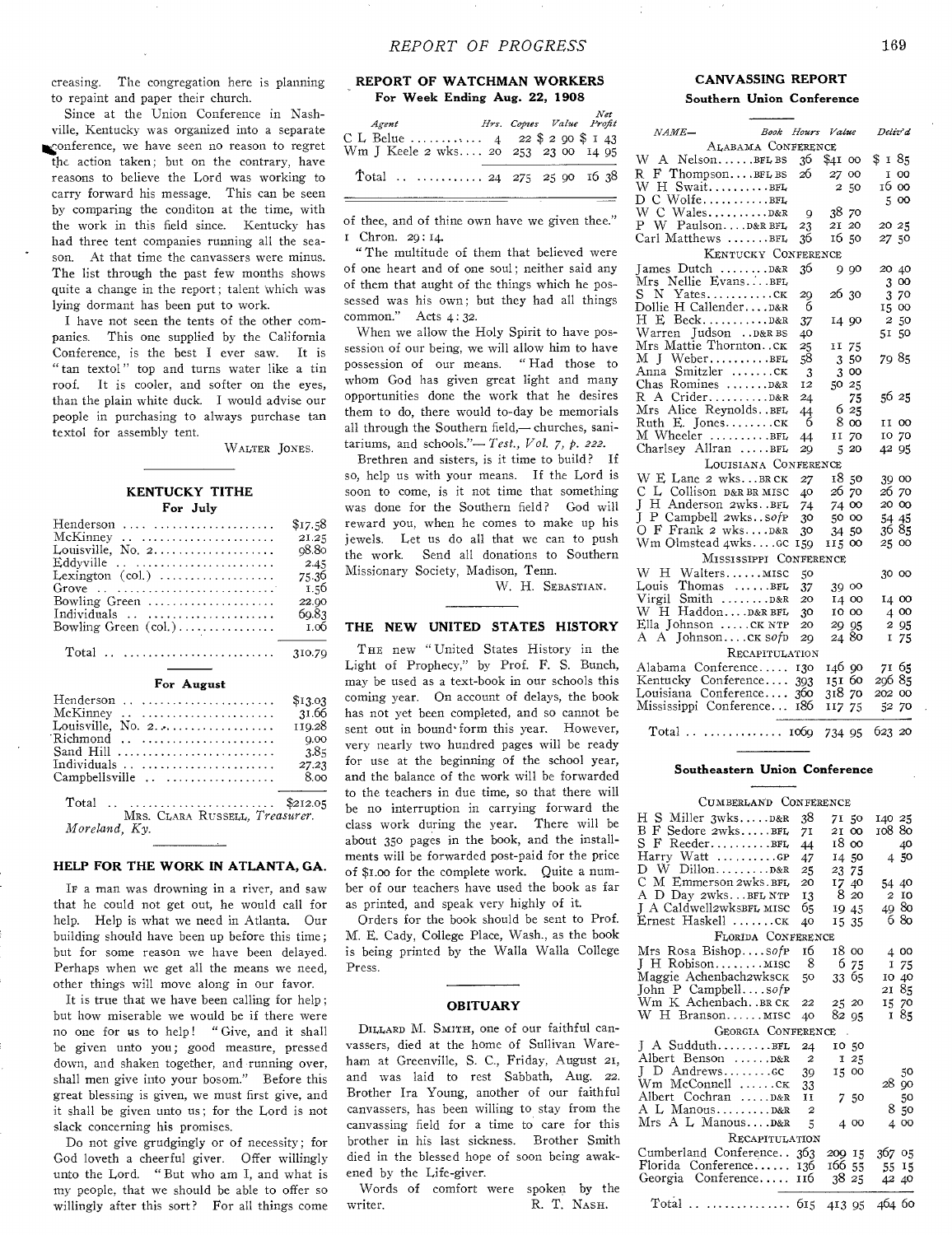creasing. The congregation here is planning to repaint and paper their church.

Since at the Union Conference in Nashville, Kentucky was organized into a separate conference, we have seen no reason to regret the action taken; but on the contrary, have reasons to believe the Lord was working to carry forward his message. This can be seen by comparing the conditon at the time, with the work in this field since. Kentucky has had three tent companies running all the season. At that time the canvassers were minus. The list through the past few months shows quite a change in the report; talent which was lying dormant has been put to work.

I have not seen the tents of the other companies. This one supplied by the California Conference, is the best I ever saw. It is "tan textol" top and turns water like a tin roof. It is cooler, and softer on the eyes, than the plain white duck. I would advise our people in purchasing to always purchase tan textol for assembly tent.

WALTER JONES.

## KENTUCKY TITHE

### For July

| | |
|---|---|
| Henderson | $17.58 |
| McKinney | 21.25 |
| Louisville, No. 2 | 98.80 |
| Eddyville | 2.45 |
| Lexington (col.) | 75.36 |
| Grove | 1.56 |
| Bowling Green | 22.90 |
| Individuals | 69.83 |
| Bowling Green (col.) | 1.06 |
| Total | 310.79 |

### For August

| | |
|---|---|
| Henderson | $13.03 |
| McKinney | 31.66 |
| Louisville, No. 2 | 119.28 |
| Richmond | 9.00 |
| Sand Hill | 3.85 |
| Individuals | 27.23 |
| Campbellsville | 8.00 |
| Total | $212.05 |

MRS. CLARA RUSSELL, *Treasurer.*
*Moreland, Ky.*

## HELP FOR THE WORK IN ATLANTA, GA.

IF a man was drowning in a river, and saw that he could not get out, he would call for help. Help is what we need in Atlanta. Our building should have been up before this time; but for some reason we have been delayed. Perhaps when we get all the means we need, other things will move along in our favor.

It is true that we have been calling for help; but how miserable we would be if there were no one for us to help! "Give, and it shall be given unto you; good measure, pressed down, and shaken together, and running over, shall men give into your bosom." Before this great blessing is given, we must first give, and it shall be given unto us; for the Lord is not slack concerning his promises.

Do not give grudgingly or of necessity; for God loveth a cheerful giver. Offer willingly unto the Lord. "But who am I, and what is my people, that we should be able to offer so willingly after this sort? For all things come of thee, and of thine own have we given thee." 1 Chron. 29:14.

"The multitude of them that believed were of one heart and of one soul; neither said any of them that aught of the things which he possessed was his own; but they had all things common." Acts 4:32.

When we allow the Holy Spirit to have possession of our being, we will allow him to have possession of our means. "Had those to whom God has given great light and many opportunities done the work that he desires them to do, there would to-day be memorials all through the Southern field,— churches, sanitariums, and schools."— *Test., Vol. 7, p. 222.*

Brethren and sisters, is it time to build? If so, help us with your means. If the Lord is soon to come, is it not time that something was done for the Southern field? God will reward you, when he comes to make up his jewels. Let us do all that we can to push the work. Send all donations to Southern Missionary Society, Madison, Tenn.

W. H. SEBASTIAN.

## REPORT OF WATCHMAN WORKERS
### For Week Ending Aug. 22, 1908

| Agent | Hrs. | Copies | Value | Net Profit |
|---|---|---|---|---|
| C L Belue | 4 | 22 | $ 2 90 | $ 1 43 |
| Wm J Keele 2 wks | 20 | 253 | 23 00 | 14 95 |
| Total | 24 | 275 | 25 90 | 16 38 |

## THE NEW UNITED STATES HISTORY

THE new "United States History in the Light of Prophecy," by Prof. F. S. Bunch, may be used as a text-book in our schools this coming year. On account of delays, the book has not yet been completed, and so cannot be sent out in bound form this year. However, very nearly two hundred pages will be ready for use at the beginning of the school year, and the balance of the work will be forwarded to the teachers in due time, so that there will be no interruption in carrying forward the class work during the year. There will be about 350 pages in the book, and the installments will be forwarded post-paid for the price of $1.00 for the complete work. Quite a number of our teachers have used the book as far as printed, and speak very highly of it.

Orders for the book should be sent to Prof. M. E. Cady, College Place, Wash., as the book is being printed by the Walla Walla College Press.

## OBITUARY

DILLARD M. SMITH, one of our faithful canvassers, died at the home of Sullivan Wareham at Greenville, S. C., Friday, August 21, and was laid to rest Sabbath, Aug. 22. Brother Ira Young, another of our faithful canvassers, has been willing to stay from the canvassing field for a time to care for this brother in his last sickness. Brother Smith died in the blessed hope of soon being awakened by the Life-giver.

Words of comfort were spoken by the writer.

R. T. NASH.

## CANVASSING REPORT
### Southern Union Conference

| NAME— | Book | Hours | Value | Deliv'd |
|---|---|---|---|---|
| **ALABAMA CONFERENCE** | | | | |
| W A Nelson | BFL BS | 36 | $41 00 | $ 1 85 |
| R F Thompson | BFL BS | 26 | 27 00 | 1 00 |
| W H Swait | BFL | | 2 50 | 16 00 |
| D C Wolfe | BFL | | | 5 00 |
| W C Wales | D&R | 9 | 38 70 | |
| P W Paulson | D&R BFL | 23 | 21 20 | 20 25 |
| Carl Matthews | BFL | 36 | 16 50 | 27 50 |
| **KENTUCKY CONFERENCE** | | | | |
| James Dutch | D&R | 36 | 9 90 | 20 40 |
| Mrs Nellie Evans | BFL | | | 3 00 |
| S N Yates | CK | 29 | 26 30 | 3 70 |
| Dollie H Callender | D&R | 6 | | 15 00 |
| H E Beck | D&R | 37 | 14 90 | 2 50 |
| Warren Judson | D&R BS | 40 | | 51 50 |
| Mrs Mattie Thornton | CK | 25 | 11 75 | |
| M J Weber | BFL | 58 | 3 50 | 79 85 |
| Anna Smitzler | CK | 3 | 3 00 | |
| Chas Romines | D&R | 12 | 50 25 | |
| R A Crider | D&R | 24 | 75 | 56 25 |
| Mrs Alice Reynolds | BFL | 44 | 6 25 | |
| Ruth E Jones | CK | 6 | 8 00 | 11 00 |
| M Wheeler | BFL | 44 | 11 70 | 10 70 |
| Charlsey Allran | BFL | 29 | 5 20 | 42 95 |
| **LOUISIANA CONFERENCE** | | | | |
| W E Lane 2 wks | BR CK | 27 | 18 50 | 39 00 |
| C L Collison | D&R BR MISC | 40 | 26 70 | 26 70 |
| J H Anderson 2wks | BFL | 74 | 74 00 | 20 00 |
| J P Campbell 2wks | SofP | 30 | 50 00 | 54 45 |
| O F Frank 2 wks | D&R | 30 | 34 50 | 36 85 |
| Wm Olmstead 4wks | GC | 159 | 115 00 | 25 00 |
| **MISSISSIPPI CONFERENCE** | | | | |
| W H Walters | MISC | 50 | | 30 00 |
| Louis Thomas | BFL | 37 | 39 00 | |
| Virgil Smith | D&R | 20 | 14 00 | 14 00 |
| W H Haddon | D&R BFL | 30 | 10 00 | 4 00 |
| Ella Johnson | CK NTP | 20 | 29 95 | 2 95 |
| A A Johnson | CK SofD | 29 | 24 80 | 1 75 |
| **RECAPITULATION** | | | | |
| Alabama Conference | | 130 | 146 90 | 71 65 |
| Kentucky Conference | | 393 | 151 60 | 296 85 |
| Louisiana Conference | | 360 | 318 70 | 202 00 |
| Mississippi Conference | | 186 | 117 75 | 52 70 |
| Total | | 1069 | 734 95 | 623 20 |

### Southeastern Union Conference

| NAME— | Book | Hours | Value | Deliv'd |
|---|---|---|---|---|
| **CUMBERLAND CONFERENCE** | | | | |
| H S Miller 3wks | D&R | 38 | 71 50 | 140 25 |
| B F Sedore 2wks | BFL | 71 | 21 00 | 108 80 |
| S F Reeder | BFL | 44 | 18 00 | 40 |
| Harry Watt | GP | 47 | 14 50 | 4 50 |
| D W Dillon | D&R | 25 | 23 75 | |
| C M Emmerson 2wks | BFL | 20 | 17 40 | 54 40 |
| A D Day 2wks | BFL NTP | 13 | 8 20 | 2 10 |
| J A Caldwell 2wks | BFL MISC | 65 | 19 45 | 49 80 |
| Ernest Haskell | CK | 40 | 15 35 | 6 80 |
| **FLORIDA CONFERENCE** | | | | |
| Mrs Rosa Bishop | SofP | 16 | 18 00 | 4 00 |
| J H Robison | MISC | 8 | 6 75 | 1 75 |
| Maggie Achenbach 2wks | CK | 50 | 33 65 | 10 40 |
| John P Campbell | SofP | | | 21 85 |
| Wm K Achenbach | BR CK | 22 | 25 20 | 15 70 |
| W H Branson | MISC | 40 | 82 95 | 1 85 |
| **GEORGIA CONFERENCE** | | | | |
| J A Sudduth | BFL | 24 | 10 50 | |
| Albert Benson | D&R | 2 | 1 25 | |
| J D Andrews | GC | 39 | 15 00 | 50 |
| Wm McConnell | CK | 33 | | 28 90 |
| Albert Cochran | D&R | 11 | 7 50 | 50 |
| A L Manous | D&R | 2 | | 8 50 |
| Mrs A L Manous | D&R | 5 | 4 00 | 4 00 |
| **RECAPITULATION** | | | | |
| Cumberland Conference | | 363 | 209 15 | 367 05 |
| Florida Conference | | 136 | 166 55 | 55 15 |
| Georgia Conference | | 116 | 38 25 | 42 40 |
| Total | | 615 | 413 95 | 464 60 |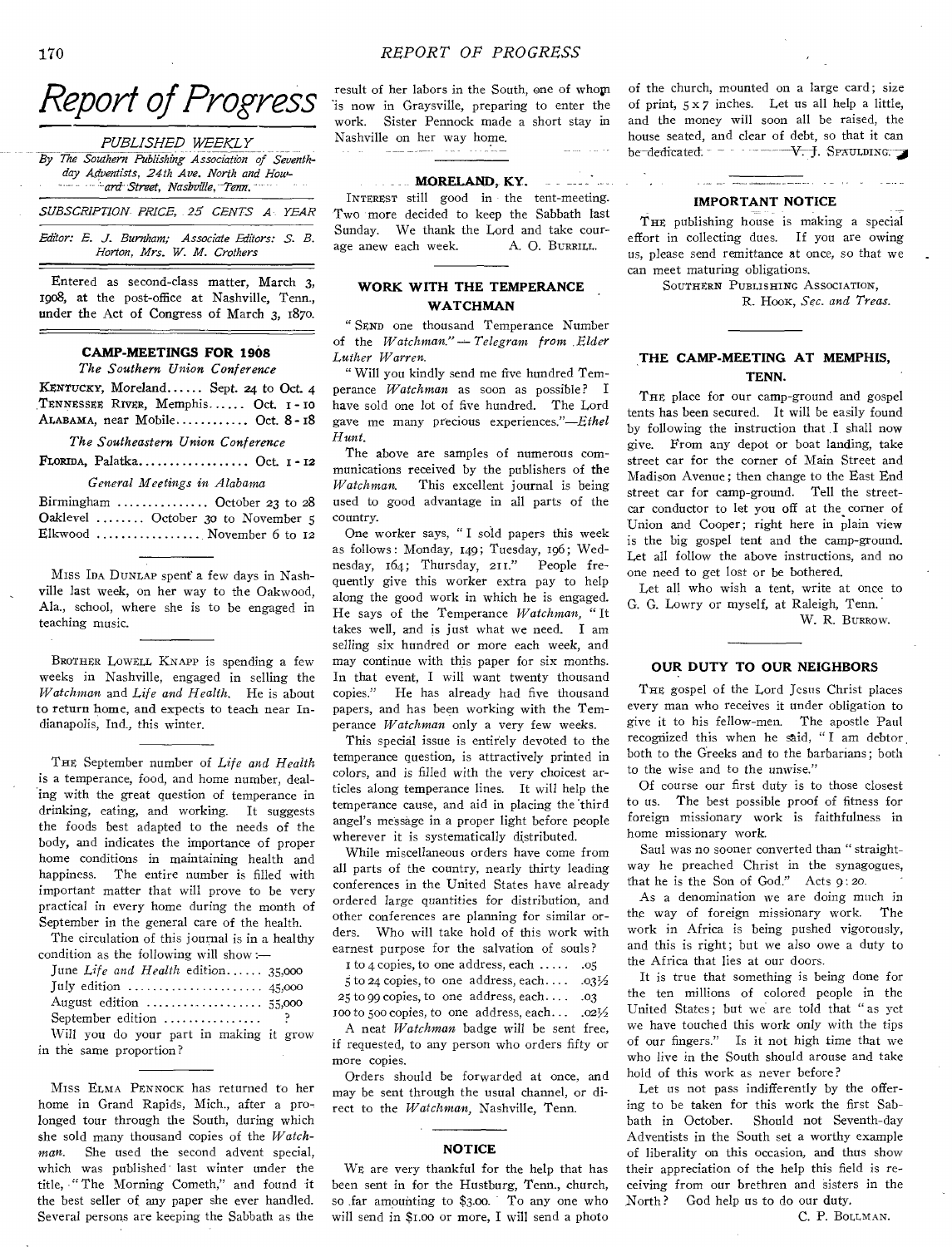# Report of Progress

*PUBLISHED WEEKLY*

*By The Southern Publishing Association of Seventh-day Adventists, 24th Ave. North and Howard Street, Nashville, Tenn.*

*SUBSCRIPTION PRICE, 25 CENTS A YEAR*

*Editor: E. J. Burnham; Associate Editors: S. B. Horton, Mrs. W. M. Crothers*

Entered as second-class matter, March 3, 1908, at the post-office at Nashville, Tenn., under the Act of Congress of March 3, 1870.

### CAMP-MEETINGS FOR 1908

*The Southern Union Conference*

| | |
|---|---|
| KENTUCKY, Moreland | Sept. 24 to Oct. 4 |
| TENNESSEE RIVER, Memphis | Oct. 1-10 |
| ALABAMA, near Mobile | Oct. 8-18 |

*The Southeastern Union Conference*

| | |
|---|---|
| FLORIDA, Palatka | Oct. 1-12 |

*General Meetings in Alabama*

| | |
|---|---|
| Birmingham | October 23 to 28 |
| Oaklevel | October 30 to November 5 |
| Elkwood | November 6 to 12 |

MISS IDA DUNLAP spent a few days in Nashville last week, on her way to the Oakwood, Ala., school, where she is to be engaged in teaching music.

BROTHER LOWELL KNAPP is spending a few weeks in Nashville, engaged in selling the *Watchman* and *Life and Health*. He is about to return home, and expects to teach near Indianapolis, Ind., this winter.

THE September number of *Life and Health* is a temperance, food, and home number, dealing with the great question of temperance in drinking, eating, and working. It suggests the foods best adapted to the needs of the body, and indicates the importance of proper home conditions in maintaining health and happiness. The entire number is filled with important matter that will prove to be very practical in every home during the month of September in the general care of the health.

The circulation of this journal is in a healthy condition as the following will show:—

| | |
|---|---|
| June *Life and Health* edition | 35,000 |
| July edition | 45,000 |
| August edition | 55,000 |
| September edition | ? |

Will you do your part in making it grow in the same proportion?

MISS ELMA PENNOCK has returned to her home in Grand Rapids, Mich., after a prolonged tour through the South, during which she sold many thousand copies of the *Watchman*. She used the second advent special, which was published last winter under the title, "The Morning Cometh," and found it the best seller of any paper she ever handled. Several persons are keeping the Sabbath as the result of her labors in the South, one of whom is now in Graysville, preparing to enter the work. Sister Pennock made a short stay in Nashville on her way home.

### MORELAND, KY.

INTEREST still good in the tent-meeting. Two more decided to keep the Sabbath last Sunday. We thank the Lord and take courage anew each week.

A. O. BURRILL.

### WORK WITH THE TEMPERANCE WATCHMAN

"SEND one thousand Temperance Number of the *Watchman*."—*Telegram from Elder Luther Warren.*

"Will you kindly send me five hundred Temperance *Watchman* as soon as possible? I have sold one lot of five hundred. The Lord gave me many precious experiences."—*Ethel Hunt.*

The above are samples of numerous communications received by the publishers of the *Watchman*. This excellent journal is being used to good advantage in all parts of the country.

One worker says, "I sold papers this week as follows: Monday, 149; Tuesday, 196; Wednesday, 164; Thursday, 211." People frequently give this worker extra pay to help along the good work in which he is engaged. He says of the Temperance *Watchman*, "It takes well, and is just what we need. I am selling six hundred or more each week, and may continue with this paper for six months. In that event, I will want twenty thousand copies." He has already had five thousand papers, and has been working with the Temperance *Watchman* only a very few weeks.

This special issue is entirely devoted to the temperance question, is attractively printed in colors, and is filled with the very choicest articles along temperance lines. It will help the temperance cause, and aid in placing the third angel's message in a proper light before people wherever it is systematically distributed.

While miscellaneous orders have come from all parts of the country, nearly thirty leading conferences in the United States have already ordered large quantities for distribution, and other conferences are planning for similar orders. Who will take hold of this work with earnest purpose for the salvation of souls?

| | |
|---|---|
| 1 to 4 copies, to one address, each | .05 |
| 5 to 24 copies, to one address, each | .03½ |
| 25 to 99 copies, to one address, each | .03 |
| 100 to 500 copies, to one address, each | .02½ |

A neat *Watchman* badge will be sent free, if requested, to any person who orders fifty or more copies.

Orders should be forwarded at once, and may be sent through the usual channel, or direct to the *Watchman*, Nashville, Tenn.

### NOTICE

WE are very thankful for the help that has been sent in for the Hustburg, Tenn., church, so far amounting to $3.00. To any one who will send in $1.00 or more, I will send a photo of the church, mounted on a large card; size of print, 5 x 7 inches. Let us all help a little, and the money will soon all be raised, the house seated, and clear of debt, so that it can be dedicated.

V. J. SPAULDING.

### IMPORTANT NOTICE

THE publishing house is making a special effort in collecting dues. If you are owing us, please send remittance at once, so that we can meet maturing obligations.

SOUTHERN PUBLISHING ASSOCIATION,
R. HOOK, *Sec. and Treas.*

### THE CAMP-MEETING AT MEMPHIS, TENN.

THE place for our camp-ground and gospel tents has been secured. It will be easily found by following the instruction that I shall now give. From any depot or boat landing, take street car for the corner of Main Street and Madison Avenue; then change to the East End street car for camp-ground. Tell the street-car conductor to let you off at the corner of Union and Cooper; right here in plain view is the big gospel tent and the camp-ground. Let all follow the above instructions, and no one need to get lost or be bothered.

Let all who wish a tent, write at once to G. G. Lowry or myself, at Raleigh, Tenn.

W. R. BURROW.

### OUR DUTY TO OUR NEIGHBORS

THE gospel of the Lord Jesus Christ places every man who receives it under obligation to give it to his fellow-men. The apostle Paul recognized this when he said, "I am debtor both to the Greeks and to the barbarians; both to the wise and to the unwise."

Of course our first duty is to those closest to us. The best possible proof of fitness for foreign missionary work is faithfulness in home missionary work.

Saul was no sooner converted than "straightway he preached Christ in the synagogues, that he is the Son of God." Acts 9:20.

As a denomination we are doing much in the way of foreign missionary work. The work in Africa is being pushed vigorously, and this is right; but we also owe a duty to the Africa that lies at our doors.

It is true that something is being done for the ten millions of colored people in the United States; but we are told that "as yet we have touched this work only with the tips of our fingers." Is it not high time that we who live in the South should arouse and take hold of this work as never before?

Let us not pass indifferently by the offering to be taken for this work the first Sabbath in October. Should not Seventh-day Adventists in the South set a worthy example of liberality on this occasion, and thus show their appreciation of the help this field is receiving from our brethren and sisters in the North? God help us to do our duty.

C. P. BOLLMAN.